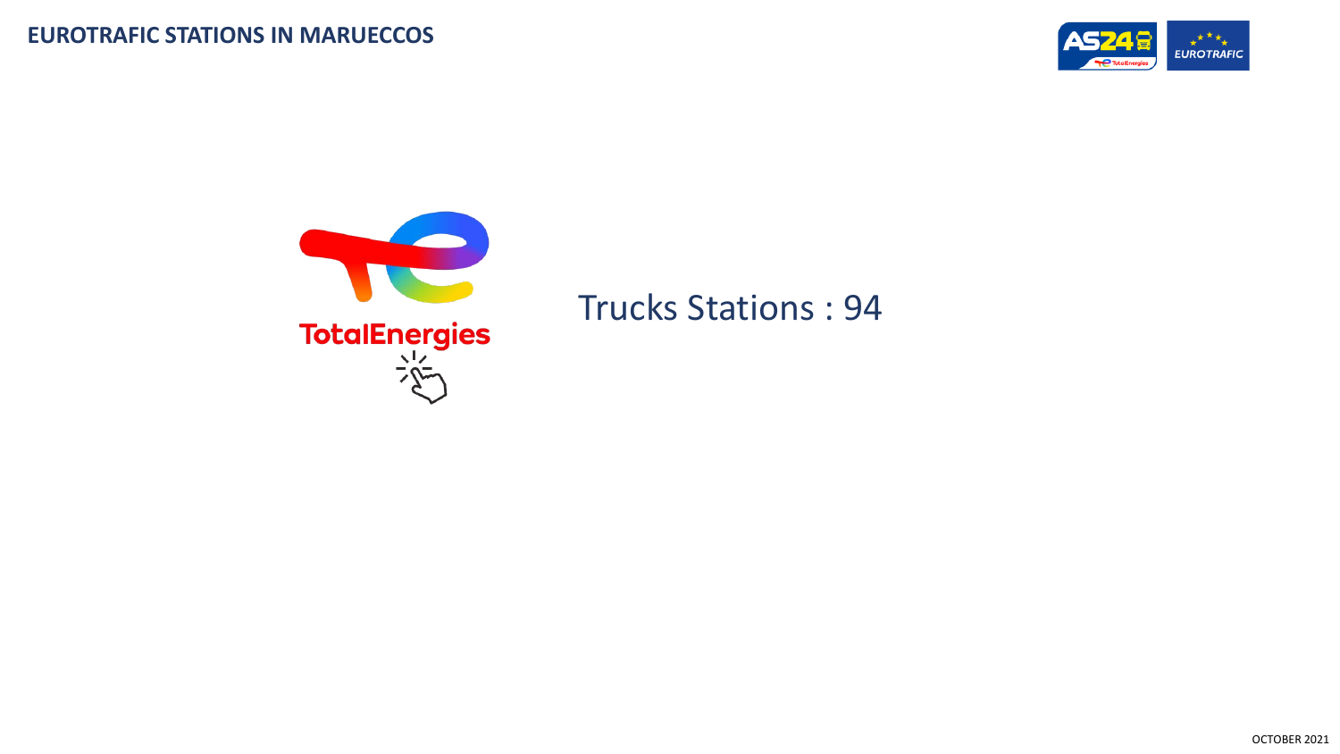# EUROTRAFIC STATIONS IN MARUECCOS

TotalEnergies

Trucks Stations : 94

OCTOBER 2021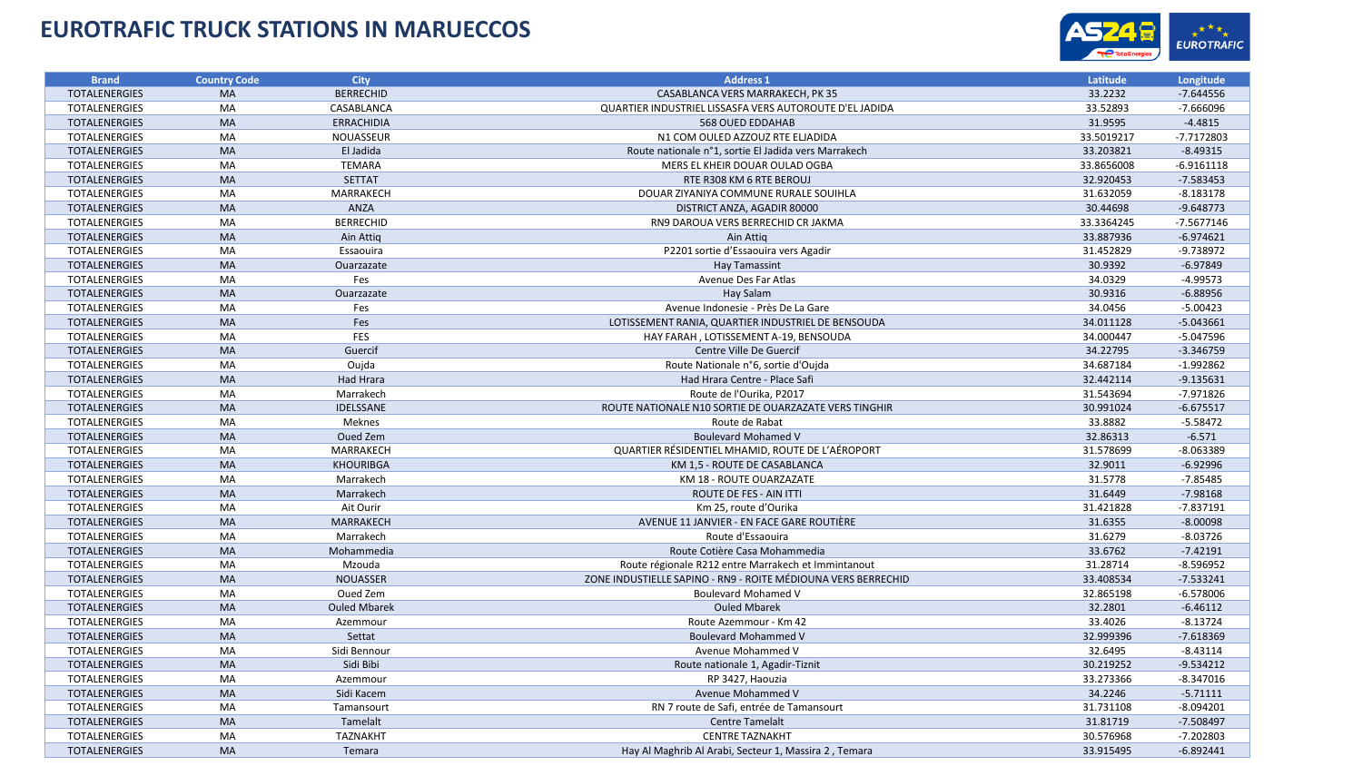# EUROTRAFIC TRUCK STATIONS IN MARUECCOS

| Brand | Country Code | City | Address 1 | Latitude | Longitude |
|---|---|---|---|---|---|
| TOTALENERGIES | MA | BERRECHID | CASABLANCA VERS MARRAKECH, PK 35 | 33.2232 | -7.644556 |
| TOTALENERGIES | MA | CASABLANCA | QUARTIER INDUSTRIEL LISSASFA VERS AUTOROUTE D'EL JADIDA | 33.52893 | -7.666096 |
| TOTALENERGIES | MA | ERRACHIDIA | 568 OUED EDDAHAB | 31.9595 | -4.4815 |
| TOTALENERGIES | MA | NOUASSEUR | N1 COM OULED AZZOUZ RTE ELJADIDA | 33.5019217 | -7.7172803 |
| TOTALENERGIES | MA | El Jadida | Route nationale n°1, sortie El Jadida vers Marrakech | 33.203821 | -8.49315 |
| TOTALENERGIES | MA | TEMARA | MERS EL KHEIR DOUAR OULAD OGBA | 33.8656008 | -6.9161118 |
| TOTALENERGIES | MA | SETTAT | RTE R308 KM 6 RTE BEROUJ | 32.920453 | -7.583453 |
| TOTALENERGIES | MA | MARRAKECH | DOUAR ZIYANIYA COMMUNE RURALE SOUIHLA | 31.632059 | -8.183178 |
| TOTALENERGIES | MA | ANZA | DISTRICT ANZA, AGADIR 80000 | 30.44698 | -9.648773 |
| TOTALENERGIES | MA | BERRECHID | RN9 DAROUA VERS BERRECHID CR JAKMA | 33.3364245 | -7.5677146 |
| TOTALENERGIES | MA | Ain Attiq | Ain Attiq | 33.887936 | -6.974621 |
| TOTALENERGIES | MA | Essaouira | P2201 sortie d'Essaouira vers Agadir | 31.452829 | -9.738972 |
| TOTALENERGIES | MA | Ouarzazate | Hay Tamassint | 30.9392 | -6.97849 |
| TOTALENERGIES | MA | Fes | Avenue Des Far Atlas | 34.0329 | -4.99573 |
| TOTALENERGIES | MA | Ouarzazate | Hay Salam | 30.9316 | -6.88956 |
| TOTALENERGIES | MA | Fes | Avenue Indonesie - Près De La Gare | 34.0456 | -5.00423 |
| TOTALENERGIES | MA | Fes | LOTISSEMENT RANIA, QUARTIER INDUSTRIEL DE BENSOUDA | 34.011128 | -5.043661 |
| TOTALENERGIES | MA | FES | HAY FARAH , LOTISSEMENT A-19, BENSOUDA | 34.000447 | -5.047596 |
| TOTALENERGIES | MA | Guercif | Centre Ville De Guercif | 34.22795 | -3.346759 |
| TOTALENERGIES | MA | Oujda | Route Nationale n°6, sortie d'Oujda | 34.687184 | -1.992862 |
| TOTALENERGIES | MA | Had Hrara | Had Hrara Centre - Place Safi | 32.442114 | -9.135631 |
| TOTALENERGIES | MA | Marrakech | Route de l'Ourika, P2017 | 31.543694 | -7.971826 |
| TOTALENERGIES | MA | IDELSSANE | ROUTE NATIONALE N10 SORTIE DE OUARZAZATE VERS TINGHIR | 30.991024 | -6.675517 |
| TOTALENERGIES | MA | Meknes | Route de Rabat | 33.8882 | -5.58472 |
| TOTALENERGIES | MA | Oued Zem | Boulevard Mohamed V | 32.86313 | -6.571 |
| TOTALENERGIES | MA | MARRAKECH | QUARTIER RÉSIDENTIEL MHAMID, ROUTE DE L'AÉROPORT | 31.578699 | -8.063389 |
| TOTALENERGIES | MA | KHOURIBGA | KM 1,5 - ROUTE DE CASABLANCA | 32.9011 | -6.92996 |
| TOTALENERGIES | MA | Marrakech | KM 18 - ROUTE OUARZAZATE | 31.5778 | -7.85485 |
| TOTALENERGIES | MA | Marrakech | ROUTE DE FES - AIN ITTI | 31.6449 | -7.98168 |
| TOTALENERGIES | MA | Ait Ourir | Km 25, route d'Ourika | 31.421828 | -7.837191 |
| TOTALENERGIES | MA | MARRAKECH | AVENUE 11 JANVIER - EN FACE GARE ROUTIÈRE | 31.6355 | -8.00098 |
| TOTALENERGIES | MA | Marrakech | Route d'Essaouira | 31.6279 | -8.03726 |
| TOTALENERGIES | MA | Mohammedia | Route Cotière Casa Mohammedia | 33.6762 | -7.42191 |
| TOTALENERGIES | MA | Mzouda | Route régionale R212 entre Marrakech et Immintanout | 31.28714 | -8.596952 |
| TOTALENERGIES | MA | NOUASSER | ZONE INDUSTIELLE SAPINO - RN9 - ROITE MÉDIOUNA VERS BERRECHID | 33.408534 | -7.533241 |
| TOTALENERGIES | MA | Oued Zem | Boulevard Mohamed V | 32.865198 | -6.578006 |
| TOTALENERGIES | MA | Ouled Mbarek | Ouled Mbarek | 32.2801 | -6.46112 |
| TOTALENERGIES | MA | Azemmour | Route Azemmour - Km 42 | 33.4026 | -8.13724 |
| TOTALENERGIES | MA | Settat | Boulevard Mohammed V | 32.999396 | -7.618369 |
| TOTALENERGIES | MA | Sidi Bennour | Avenue Mohammed V | 32.6495 | -8.43114 |
| TOTALENERGIES | MA | Sidi Bibi | Route nationale 1, Agadir-Tiznit | 30.219252 | -9.534212 |
| TOTALENERGIES | MA | Azemmour | RP 3427, Haouzia | 33.273366 | -8.347016 |
| TOTALENERGIES | MA | Sidi Kacem | Avenue Mohammed V | 34.2246 | -5.71111 |
| TOTALENERGIES | MA | Tamansourt | RN 7 route de Safi, entrée de Tamansourt | 31.731108 | -8.094201 |
| TOTALENERGIES | MA | Tamelalt | Centre Tamelalt | 31.81719 | -7.508497 |
| TOTALENERGIES | MA | TAZNAKHT | CENTRE TAZNAKHT | 30.576968 | -7.202803 |
| TOTALENERGIES | MA | Temara | Hay Al Maghrib Al Arabi, Secteur 1, Massira 2 , Temara | 33.915495 | -6.892441 |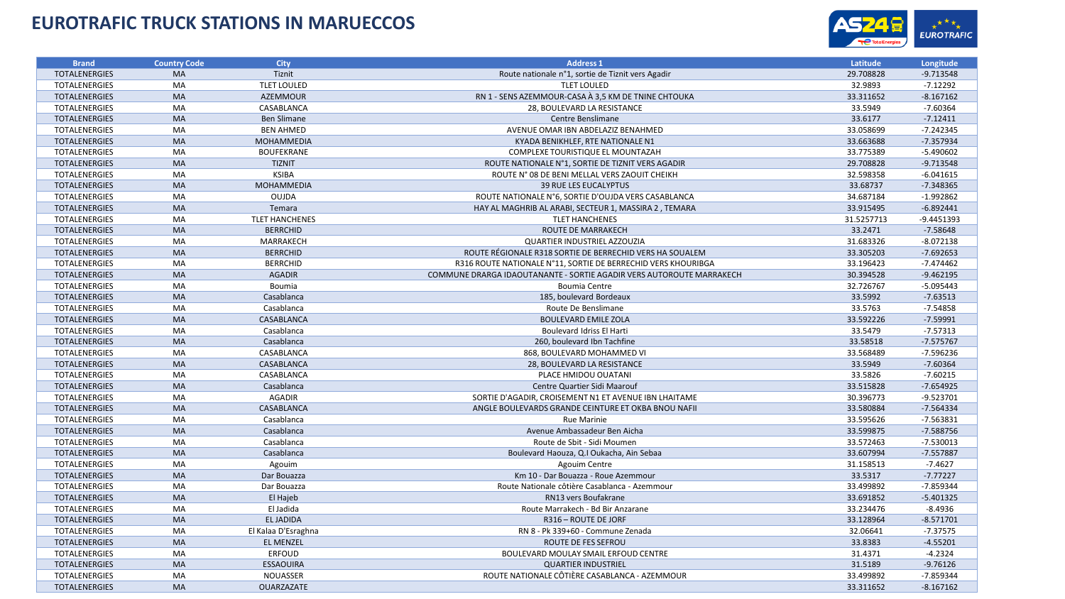# EUROTRAFIC TRUCK STATIONS IN MARUECCOS

| Brand | Country Code | City | Address 1 | Latitude | Longitude |
|---|---|---|---|---|---|
| TOTALENERGIES | MA | Tiznit | Route nationale n°1, sortie de Tiznit vers Agadir | 29.708828 | -9.713548 |
| TOTALENERGIES | MA | TLET LOULED | TLET LOULED | 32.9893 | -7.12292 |
| TOTALENERGIES | MA | AZEMMOUR | RN 1 - SENS AZEMMOUR-CASA À 3,5 KM DE TNINE CHTOUKA | 33.311652 | -8.167162 |
| TOTALENERGIES | MA | CASABLANCA | 28, BOULEVARD LA RESISTANCE | 33.5949 | -7.60364 |
| TOTALENERGIES | MA | Ben Slimane | Centre Benslimane | 33.6177 | -7.12411 |
| TOTALENERGIES | MA | BEN AHMED | AVENUE OMAR IBN ABDELAZIZ BENAHMED | 33.058699 | -7.242345 |
| TOTALENERGIES | MA | MOHAMMEDIA | KYADA BENIKHLEF, RTE NATIONALE N1 | 33.663688 | -7.357934 |
| TOTALENERGIES | MA | BOUFEKRANE | COMPLEXE TOURISTIQUE EL MOUNTAZAH | 33.775389 | -5.490602 |
| TOTALENERGIES | MA | TIZNIT | ROUTE NATIONALE N°1, SORTIE DE TIZNIT VERS AGADIR | 29.708828 | -9.713548 |
| TOTALENERGIES | MA | KSIBA | ROUTE N° 08 DE BENI MELLAL VERS ZAOUIT CHEIKH | 32.598358 | -6.041615 |
| TOTALENERGIES | MA | MOHAMMEDIA | 39 RUE LES EUCALYPTUS | 33.68737 | -7.348365 |
| TOTALENERGIES | MA | OUJDA | ROUTE NATIONALE N°6, SORTIE D'OUJDA VERS CASABLANCA | 34.687184 | -1.992862 |
| TOTALENERGIES | MA | Temara | HAY AL MAGHRIB AL ARABI, SECTEUR 1, MASSIRA 2 , TEMARA | 33.915495 | -6.892441 |
| TOTALENERGIES | MA | TLET HANCHENES | TLET HANCHENES | 31.5257713 | -9.4451393 |
| TOTALENERGIES | MA | BERRCHID | ROUTE DE MARRAKECH | 33.2471 | -7.58648 |
| TOTALENERGIES | MA | MARRAKECH | QUARTIER INDUSTRIEL AZZOUZIA | 31.683326 | -8.072138 |
| TOTALENERGIES | MA | BERRCHID | ROUTE RÉGIONALE R318 SORTIE DE BERRECHID VERS HA SOUALEM | 33.305203 | -7.692653 |
| TOTALENERGIES | MA | BERRCHID | R316 ROUTE NATIONALE N°11, SORTIE DE BERRECHID VERS KHOURIBGA | 33.196423 | -7.474462 |
| TOTALENERGIES | MA | AGADIR | COMMUNE DRARGA IDAOUTANANTE - SORTIE AGADIR VERS AUTOROUTE MARRAKECH | 30.394528 | -9.462195 |
| TOTALENERGIES | MA | Boumia | Boumia Centre | 32.726767 | -5.095443 |
| TOTALENERGIES | MA | Casablanca | 185, boulevard Bordeaux | 33.5992 | -7.63513 |
| TOTALENERGIES | MA | Casablanca | Route De Benslimane | 33.5763 | -7.54858 |
| TOTALENERGIES | MA | CASABLANCA | BOULEVARD EMILE ZOLA | 33.592226 | -7.59991 |
| TOTALENERGIES | MA | Casablanca | Boulevard Idriss El Harti | 33.5479 | -7.57313 |
| TOTALENERGIES | MA | Casablanca | 260, boulevard Ibn Tachfine | 33.58518 | -7.575767 |
| TOTALENERGIES | MA | CASABLANCA | 868, BOULEVARD MOHAMMED VI | 33.568489 | -7.596236 |
| TOTALENERGIES | MA | CASABLANCA | 28, BOULEVARD LA RESISTANCE | 33.5949 | -7.60364 |
| TOTALENERGIES | MA | CASABLANCA | PLACE HMIDOU OUATANI | 33.5826 | -7.60215 |
| TOTALENERGIES | MA | Casablanca | Centre Quartier Sidi Maarouf | 33.515828 | -7.654925 |
| TOTALENERGIES | MA | AGADIR | SORTIE D'AGADIR, CROISEMENT N1 ET AVENUE IBN LHAITAME | 30.396773 | -9.523701 |
| TOTALENERGIES | MA | CASABLANCA | ANGLE BOULEVARDS GRANDE CEINTURE ET OKBA BNOU NAFII | 33.580884 | -7.564334 |
| TOTALENERGIES | MA | Casablanca | Rue Marinie | 33.595626 | -7.563831 |
| TOTALENERGIES | MA | Casablanca | Avenue Ambassadeur Ben Aicha | 33.599875 | -7.588756 |
| TOTALENERGIES | MA | Casablanca | Route de Sbit - Sidi Moumen | 33.572463 | -7.530013 |
| TOTALENERGIES | MA | Casablanca | Boulevard Haouza, Q.I Oukacha, Ain Sebaa | 33.607994 | -7.557887 |
| TOTALENERGIES | MA | Agouim | Agouim Centre | 31.158513 | -7.4627 |
| TOTALENERGIES | MA | Dar Bouazza | Km 10 - Dar Bouazza - Roue Azemmour | 33.5317 | -7.77227 |
| TOTALENERGIES | MA | Dar Bouazza | Route Nationale côtière Casablanca - Azemmour | 33.499892 | -7.859344 |
| TOTALENERGIES | MA | El Hajeb | RN13 vers Boufakrane | 33.691852 | -5.401325 |
| TOTALENERGIES | MA | El Jadida | Route Marrakech - Bd Bir Anzarane | 33.234476 | -8.4936 |
| TOTALENERGIES | MA | EL JADIDA | R316 – ROUTE DE JORF | 33.128964 | -8.571701 |
| TOTALENERGIES | MA | El Kalaa D'Esraghna | RN 8 - Pk 339+60 - Commune Zenada | 32.06641 | -7.37575 |
| TOTALENERGIES | MA | EL MENZEL | ROUTE DE FES SEFROU | 33.8383 | -4.55201 |
| TOTALENERGIES | MA | ERFOUD | BOULEVARD MOULAY SMAIL ERFOUD CENTRE | 31.4371 | -4.2324 |
| TOTALENERGIES | MA | ESSAOUIRA | QUARTIER INDUSTRIEL | 31.5189 | -9.76126 |
| TOTALENERGIES | MA | NOUASSER | ROUTE NATIONALE CÔTIÈRE CASABLANCA - AZEMMOUR | 33.499892 | -7.859344 |
| TOTALENERGIES | MA | OUARZAZATE | | 33.311652 | -8.167162 |